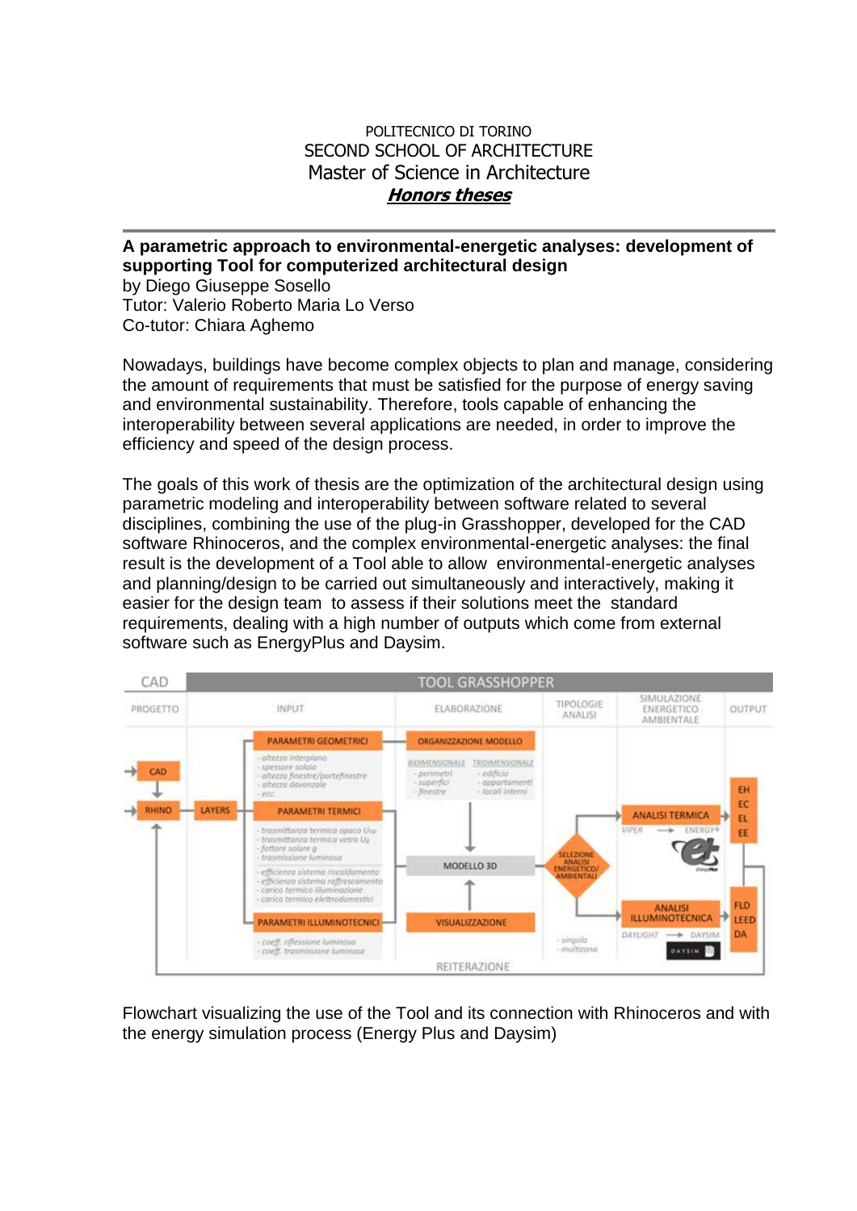POLITECNICO DI TORINO
SECOND SCHOOL OF ARCHITECTURE
Master of Science in Architecture
***Honors theses***

---

**A parametric approach to environmental-energetic analyses: development of supporting Tool for computerized architectural design**
by Diego Giuseppe Sosello
Tutor: Valerio Roberto Maria Lo Verso
Co-tutor: Chiara Aghemo

Nowadays, buildings have become complex objects to plan and manage, considering the amount of requirements that must be satisfied for the purpose of energy saving and environmental sustainability. Therefore, tools capable of enhancing the interoperability between several applications are needed, in order to improve the efficiency and speed of the design process.

The goals of this work of thesis are the optimization of the architectural design using parametric modeling and interoperability between software related to several disciplines, combining the use of the plug-in Grasshopper, developed for the CAD software Rhinoceros, and the complex environmental-energetic analyses: the final result is the development of a Tool able to allow environmental-energetic analyses and planning/design to be carried out simultaneously and interactively, making it easier for the design team to assess if their solutions meet the standard requirements, dealing with a high number of outputs which come from external software such as EnergyPlus and Daysim.

Flowchart visualizing the use of the Tool and its connection with Rhinoceros and with the energy simulation process (Energy Plus and Daysim)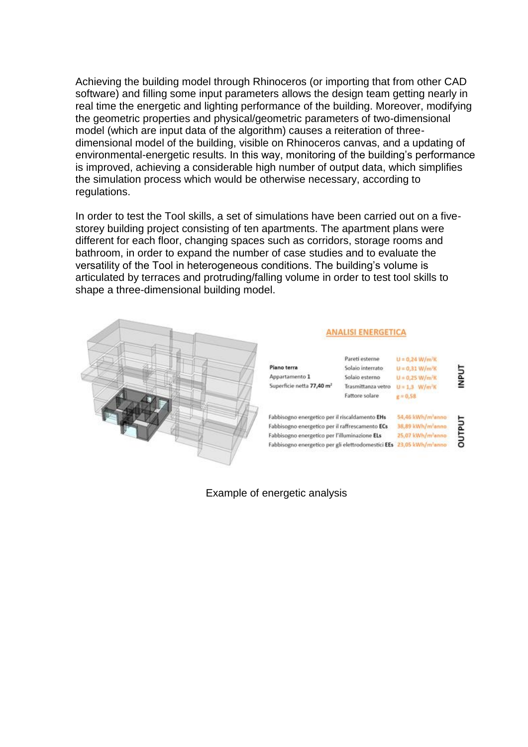Achieving the building model through Rhinoceros (or importing that from other CAD software) and filling some input parameters allows the design team getting nearly in real time the energetic and lighting performance of the building. Moreover, modifying the geometric properties and physical/geometric parameters of two-dimensional model (which are input data of the algorithm) causes a reiteration of three-dimensional model of the building, visible on Rhinoceros canvas, and a updating of environmental-energetic results. In this way, monitoring of the building's performance is improved, achieving a considerable high number of output data, which simplifies the simulation process which would be otherwise necessary, according to regulations.

In order to test the Tool skills, a set of simulations have been carried out on a five-storey building project consisting of ten apartments. The apartment plans were different for each floor, changing spaces such as corridors, storage rooms and bathroom, in order to expand the number of case studies and to evaluate the versatility of the Tool in heterogeneous conditions. The building's volume is articulated by terraces and protruding/falling volume in order to test tool skills to shape a three-dimensional building model.

**ANALISI ENERGETICA**

**Piano terra**
Appartamento **1**
Superficie netta **77,40 m²**

| | | |
|---|---|---|
| Pareti esterne | U = 0,24 W/m²K | INPUT |
| Solaio interrato | U = 0,31 W/m²K | |
| Solaio esterno | U = 0,25 W/m²K | |
| Trasmittanza vetro | U = 1,3 W/m²K | |
| Fattore solare | g = 0,58 | |

| | | |
|---|---|---|
| Fabbisogno energetico per il riscaldamento **EHs** | 54,46 kWh/m²anno | OUTPUT |
| Fabbisogno energetico per il raffrescamento **ECs** | 38,89 kWh/m²anno | |
| Fabbisogno energetico per l'illuminazione **ELs** | 25,07 kWh/m²anno | |
| Fabbisogno energetico per gli elettrodomestici **EEs** | 23,05 kWh/m²anno | |

Example of energetic analysis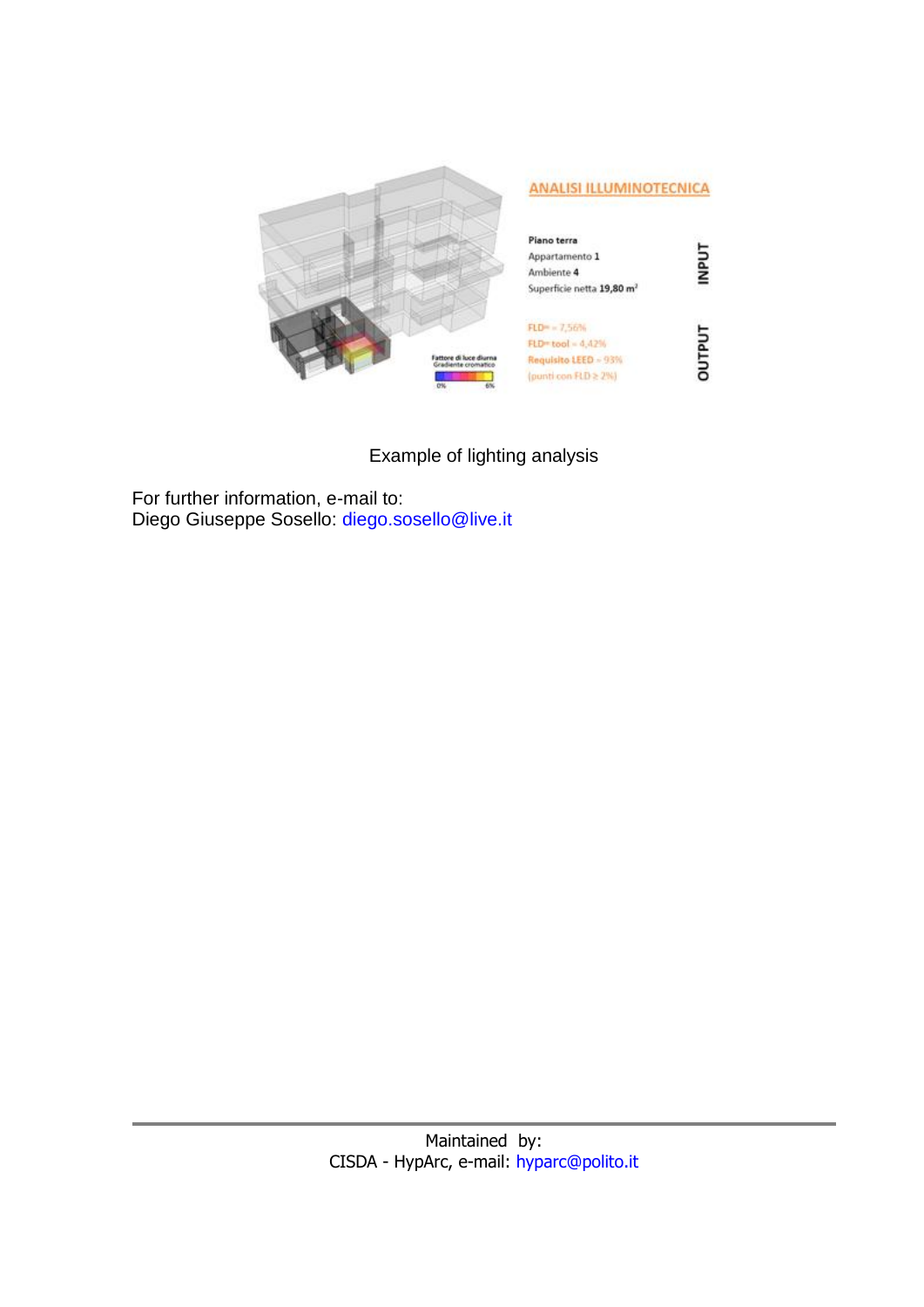ANALISI ILLUMINOTECNICA

INPUT

Piano terra
Appartamento 1
Ambiente 4
Superficie netta 19,80 m²

OUTPUT

FLDm = 7,56%
FLDm tool = 4,42%
Requisito LEED = 93%
(punti con FLD ≥ 2%)

Fattore di luce diurna
Gradiente cromatico
0%
6%

Example of lighting analysis

For further information, e-mail to:
Diego Giuseppe Sosello: diego.sosello@live.it

Maintained by:
CISDA - HypArc, e-mail: hyparc@polito.it